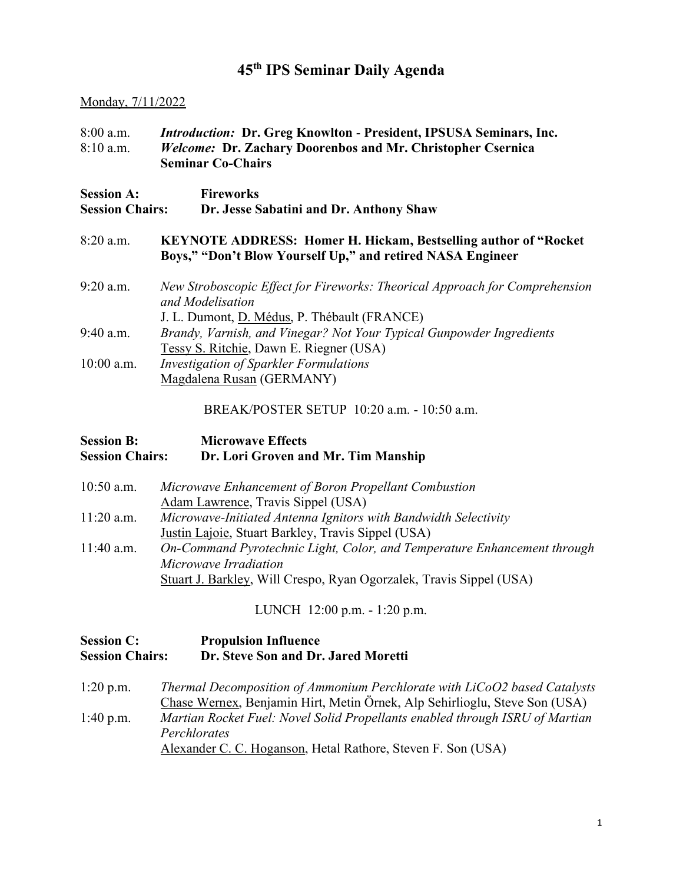# 45th IPS Seminar Daily Agenda

Monday, 7/11/2022

8:00 a.m. *Introduction:* **Dr. Greg Knowlton - President, IPSUSA Seminars, Inc.**

8:10 a.m. *Welcome:* **Dr. Zachary Doorenbos and Mr. Christopher Csernica Seminar Co-Chairs**

**Session A: Fireworks**

**Session Chairs: Dr. Jesse Sabatini and Dr. Anthony Shaw**

8:20 a.m. **KEYNOTE ADDRESS: Homer H. Hickam, Bestselling author of "Rocket Boys," "Don't Blow Yourself Up," and retired NASA Engineer**

9:20 a.m. *New Stroboscopic Effect for Fireworks: Theorical Approach for Comprehension and Modelisation*
J. L. Dumont, D. Médus, P. Thébault (FRANCE)

9:40 a.m. *Brandy, Varnish, and Vinegar? Not Your Typical Gunpowder Ingredients*
Tessy S. Ritchie, Dawn E. Riegner (USA)

10:00 a.m. *Investigation of Sparkler Formulations*
Magdalena Rusan (GERMANY)

BREAK/POSTER SETUP 10:20 a.m. - 10:50 a.m.

**Session B: Microwave Effects**

**Session Chairs: Dr. Lori Groven and Mr. Tim Manship**

10:50 a.m. *Microwave Enhancement of Boron Propellant Combustion*
Adam Lawrence, Travis Sippel (USA)

11:20 a.m. *Microwave-Initiated Antenna Ignitors with Bandwidth Selectivity*
Justin Lajoie, Stuart Barkley, Travis Sippel (USA)

11:40 a.m. *On-Command Pyrotechnic Light, Color, and Temperature Enhancement through Microwave Irradiation*
Stuart J. Barkley, Will Crespo, Ryan Ogorzalek, Travis Sippel (USA)

LUNCH 12:00 p.m. - 1:20 p.m.

**Session C: Propulsion Influence**

**Session Chairs: Dr. Steve Son and Dr. Jared Moretti**

1:20 p.m. *Thermal Decomposition of Ammonium Perchlorate with $LiCoO_2$ based Catalysts*
Chase Wernex, Benjamin Hirt, Metin Örnek, Alp Sehirlioglu, Steve Son (USA)

1:40 p.m. *Martian Rocket Fuel: Novel Solid Propellants enabled through ISRU of Martian Perchlorates*
Alexander C. C. Hoganson, Hetal Rathore, Steven F. Son (USA)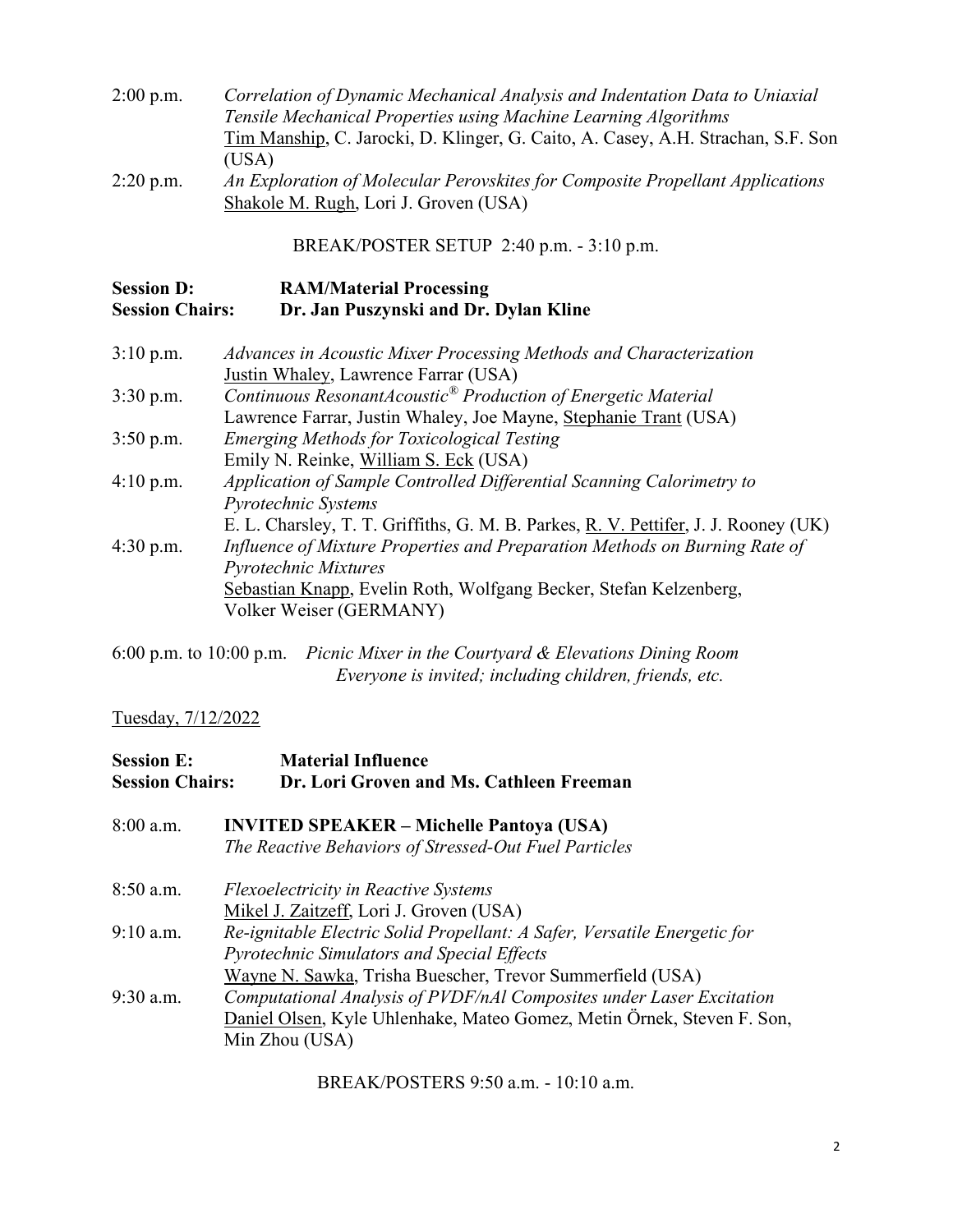2:00 p.m. *Correlation of Dynamic Mechanical Analysis and Indentation Data to Uniaxial Tensile Mechanical Properties using Machine Learning Algorithms*
<u>Tim Manship</u>, C. Jarocki, D. Klinger, G. Caito, A. Casey, A.H. Strachan, S.F. Son (USA)

2:20 p.m. *An Exploration of Molecular Perovskites for Composite Propellant Applications*
<u>Shakole M. Rugh</u>, Lori J. Groven (USA)

BREAK/POSTER SETUP 2:40 p.m. - 3:10 p.m.

**Session D: RAM/Material Processing**
**Session Chairs: Dr. Jan Puszynski and Dr. Dylan Kline**

3:10 p.m. *Advances in Acoustic Mixer Processing Methods and Characterization*
<u>Justin Whaley</u>, Lawrence Farrar (USA)

3:30 p.m. *Continuous ResonantAcoustic® Production of Energetic Material*
Lawrence Farrar, Justin Whaley, Joe Mayne, <u>Stephanie Trant</u> (USA)

3:50 p.m. *Emerging Methods for Toxicological Testing*
Emily N. Reinke, <u>William S. Eck</u> (USA)

4:10 p.m. *Application of Sample Controlled Differential Scanning Calorimetry to Pyrotechnic Systems*
E. L. Charsley, T. T. Griffiths, G. M. B. Parkes, <u>R. V. Pettifer</u>, J. J. Rooney (UK)

4:30 p.m. *Influence of Mixture Properties and Preparation Methods on Burning Rate of Pyrotechnic Mixtures*
<u>Sebastian Knapp</u>, Evelin Roth, Wolfgang Becker, Stefan Kelzenberg, Volker Weiser (GERMANY)

6:00 p.m. to 10:00 p.m. *Picnic Mixer in the Courtyard & Elevations Dining Room*
*Everyone is invited; including children, friends, etc.*

<u>Tuesday, 7/12/2022</u>

**Session E: Material Influence**
**Session Chairs: Dr. Lori Groven and Ms. Cathleen Freeman**

8:00 a.m. **INVITED SPEAKER – Michelle Pantoya (USA)**
*The Reactive Behaviors of Stressed-Out Fuel Particles*

8:50 a.m. *Flexoelectricity in Reactive Systems*
<u>Mikel J. Zaitzeff</u>, Lori J. Groven (USA)

9:10 a.m. *Re-ignitable Electric Solid Propellant: A Safer, Versatile Energetic for Pyrotechnic Simulators and Special Effects*
<u>Wayne N. Sawka</u>, Trisha Buescher, Trevor Summerfield (USA)

9:30 a.m. *Computational Analysis of PVDF/nAl Composites under Laser Excitation*
<u>Daniel Olsen</u>, Kyle Uhlenhake, Mateo Gomez, Metin Örnek, Steven F. Son, Min Zhou (USA)

BREAK/POSTERS 9:50 a.m. - 10:10 a.m.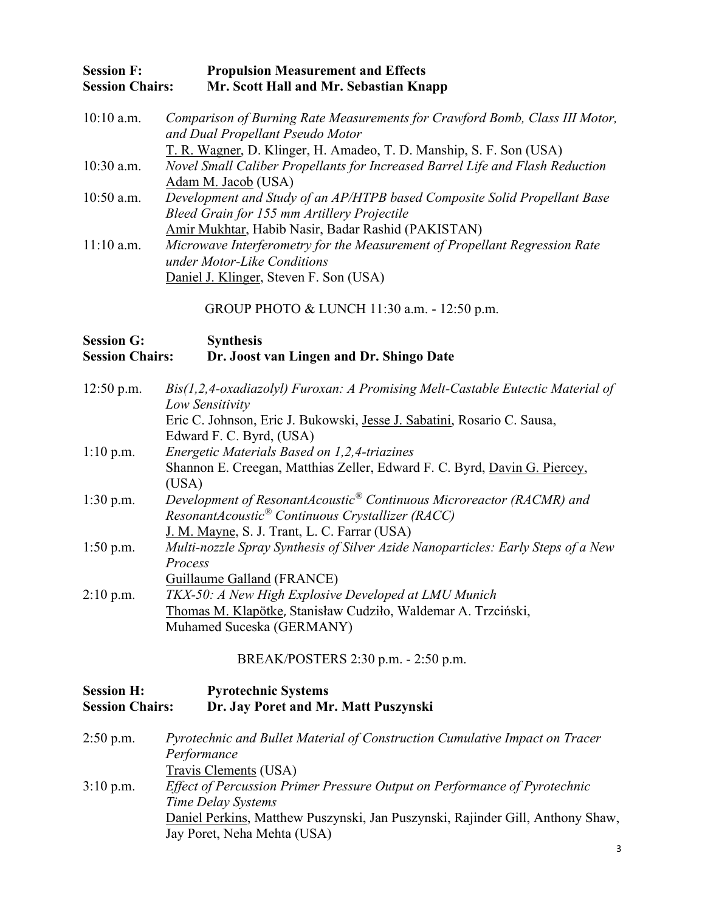**Session F: Propulsion Measurement and Effects**
**Session Chairs: Mr. Scott Hall and Mr. Sebastian Knapp**

10:10 a.m. *Comparison of Burning Rate Measurements for Crawford Bomb, Class III Motor, and Dual Propellant Pseudo Motor*
T. R. Wagner, D. Klinger, H. Amadeo, T. D. Manship, S. F. Son (USA)

10:30 a.m. *Novel Small Caliber Propellants for Increased Barrel Life and Flash Reduction*
Adam M. Jacob (USA)

10:50 a.m. *Development and Study of an AP/HTPB based Composite Solid Propellant Base Bleed Grain for 155 mm Artillery Projectile*
Amir Mukhtar, Habib Nasir, Badar Rashid (PAKISTAN)

11:10 a.m. *Microwave Interferometry for the Measurement of Propellant Regression Rate under Motor-Like Conditions*
Daniel J. Klinger, Steven F. Son (USA)

GROUP PHOTO & LUNCH 11:30 a.m. - 12:50 p.m.

**Session G: Synthesis**
**Session Chairs: Dr. Joost van Lingen and Dr. Shingo Date**

12:50 p.m. *Bis(1,2,4-oxadiazolyl) Furoxan: A Promising Melt-Castable Eutectic Material of Low Sensitivity*
Eric C. Johnson, Eric J. Bukowski, Jesse J. Sabatini, Rosario C. Sausa, Edward F. C. Byrd, (USA)

1:10 p.m. *Energetic Materials Based on 1,2,4-triazines*
Shannon E. Creegan, Matthias Zeller, Edward F. C. Byrd, Davin G. Piercey, (USA)

1:30 p.m. *Development of ResonantAcoustic® Continuous Microreactor (RACMR) and ResonantAcoustic® Continuous Crystallizer (RACC)*
J. M. Mayne, S. J. Trant, L. C. Farrar (USA)

1:50 p.m. *Multi-nozzle Spray Synthesis of Silver Azide Nanoparticles: Early Steps of a New Process*
Guillaume Galland (FRANCE)

2:10 p.m. *TKX-50: A New High Explosive Developed at LMU Munich*
Thomas M. Klapötke, Stanisław Cudziło, Waldemar A. Trzciński, Muhamed Suceska (GERMANY)

BREAK/POSTERS 2:30 p.m. - 2:50 p.m.

**Session H: Pyrotechnic Systems**
**Session Chairs: Dr. Jay Poret and Mr. Matt Puszynski**

2:50 p.m. *Pyrotechnic and Bullet Material of Construction Cumulative Impact on Tracer Performance*
Travis Clements (USA)

3:10 p.m. *Effect of Percussion Primer Pressure Output on Performance of Pyrotechnic Time Delay Systems*
Daniel Perkins, Matthew Puszynski, Jan Puszynski, Rajinder Gill, Anthony Shaw, Jay Poret, Neha Mehta (USA)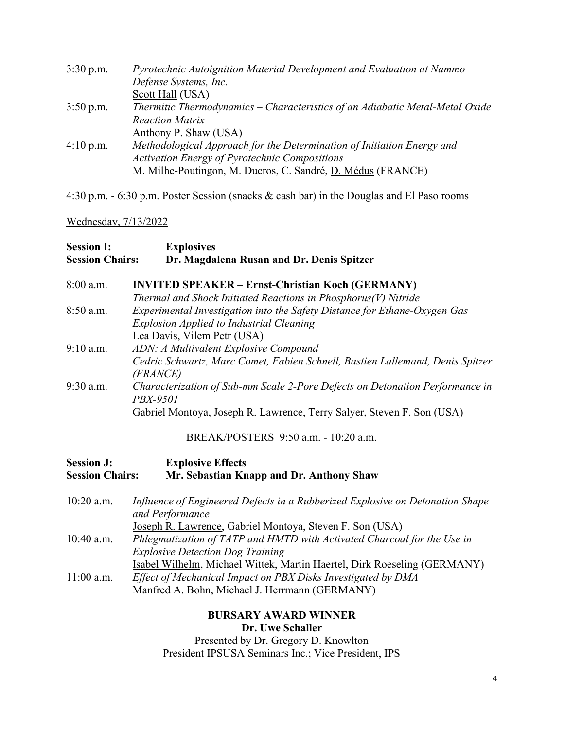3:30 p.m. *Pyrotechnic Autoignition Material Development and Evaluation at Nammo Defense Systems, Inc.*
Scott Hall (USA)

3:50 p.m. *Thermitic Thermodynamics – Characteristics of an Adiabatic Metal-Metal Oxide Reaction Matrix*
Anthony P. Shaw (USA)

4:10 p.m. *Methodological Approach for the Determination of Initiation Energy and Activation Energy of Pyrotechnic Compositions*
M. Milhe-Poutingon, M. Ducros, C. Sandré, D. Médus (FRANCE)

4:30 p.m. - 6:30 p.m. Poster Session (snacks & cash bar) in the Douglas and El Paso rooms

Wednesday, 7/13/2022

**Session I: Explosives**
**Session Chairs: Dr. Magdalena Rusan and Dr. Denis Spitzer**

8:00 a.m. **INVITED SPEAKER – Ernst-Christian Koch (GERMANY)**
*Thermal and Shock Initiated Reactions in Phosphorus(V) Nitride*

8:50 a.m. *Experimental Investigation into the Safety Distance for Ethane-Oxygen Gas Explosion Applied to Industrial Cleaning*
Lea Davis, Vilem Petr (USA)

9:10 a.m. *ADN: A Multivalent Explosive Compound*
*Cedric Schwartz, Marc Comet, Fabien Schnell, Bastien Lallemand, Denis Spitzer (FRANCE)*

9:30 a.m. *Characterization of Sub-mm Scale 2-Pore Defects on Detonation Performance in PBX-9501*
Gabriel Montoya, Joseph R. Lawrence, Terry Salyer, Steven F. Son (USA)

BREAK/POSTERS 9:50 a.m. - 10:20 a.m.

**Session J: Explosive Effects**
**Session Chairs: Mr. Sebastian Knapp and Dr. Anthony Shaw**

10:20 a.m. *Influence of Engineered Defects in a Rubberized Explosive on Detonation Shape and Performance*
Joseph R. Lawrence, Gabriel Montoya, Steven F. Son (USA)

10:40 a.m. *Phlegmatization of TATP and HMTD with Activated Charcoal for the Use in Explosive Detection Dog Training*
Isabel Wilhelm, Michael Wittek, Martin Haertel, Dirk Roeseling (GERMANY)

11:00 a.m. *Effect of Mechanical Impact on PBX Disks Investigated by DMA*
Manfred A. Bohn, Michael J. Herrmann (GERMANY)

**BURSARY AWARD WINNER**
**Dr. Uwe Schaller**
Presented by Dr. Gregory D. Knowlton
President IPSUSA Seminars Inc.; Vice President, IPS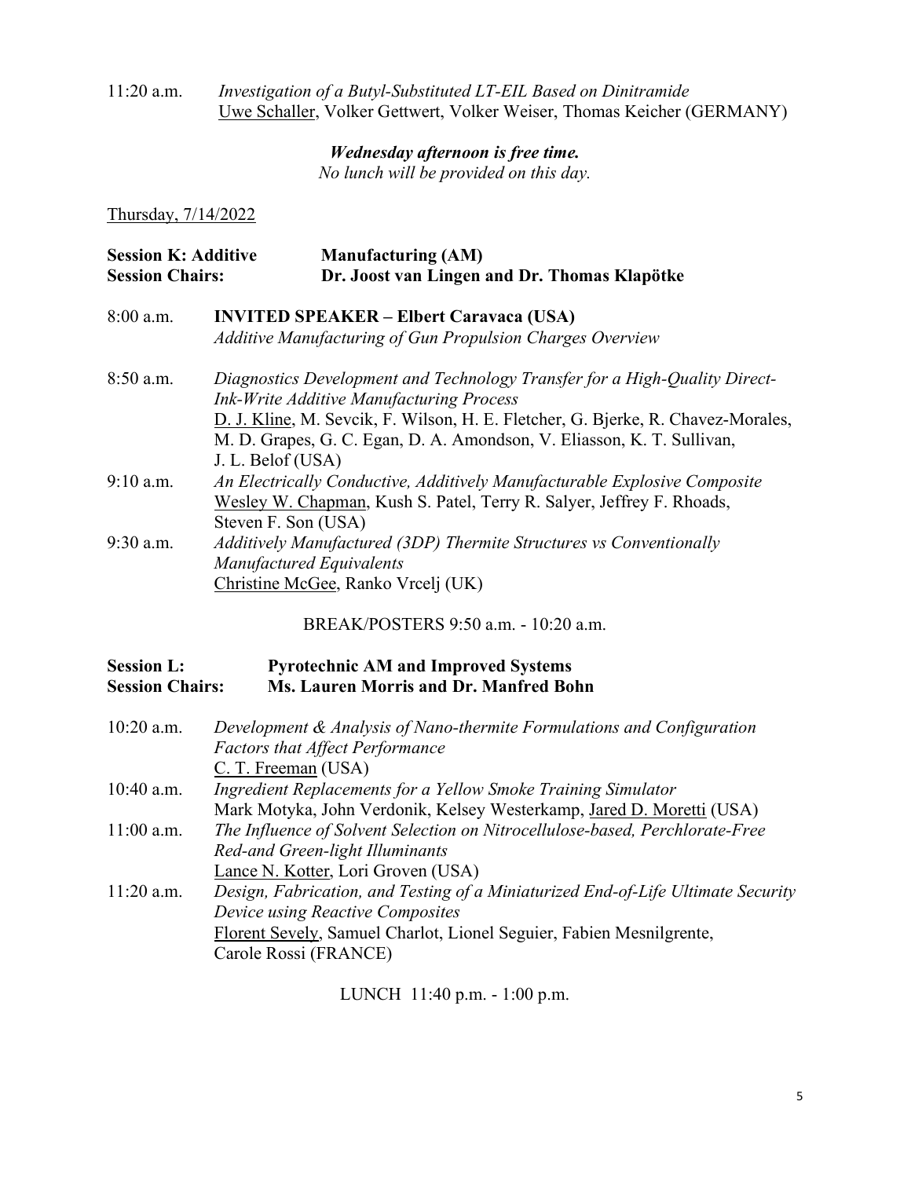11:20 a.m. *Investigation of a Butyl-Substituted LT-EIL Based on Dinitramide*
Uwe Schaller, Volker Gettwert, Volker Weiser, Thomas Keicher (GERMANY)

***Wednesday afternoon is free time.***
*No lunch will be provided on this day.*

Thursday, 7/14/2022

**Session K: Additive Manufacturing (AM)**
**Session Chairs: Dr. Joost van Lingen and Dr. Thomas Klapötke**

8:00 a.m. **INVITED SPEAKER – Elbert Caravaca (USA)**
*Additive Manufacturing of Gun Propulsion Charges Overview*

8:50 a.m. *Diagnostics Development and Technology Transfer for a High-Quality Direct-Ink-Write Additive Manufacturing Process*
D. J. Kline, M. Sevcik, F. Wilson, H. E. Fletcher, G. Bjerke, R. Chavez-Morales, M. D. Grapes, G. C. Egan, D. A. Amondson, V. Eliasson, K. T. Sullivan, J. L. Belof (USA)

9:10 a.m. *An Electrically Conductive, Additively Manufacturable Explosive Composite*
Wesley W. Chapman, Kush S. Patel, Terry R. Salyer, Jeffrey F. Rhoads, Steven F. Son (USA)

9:30 a.m. *Additively Manufactured (3DP) Thermite Structures vs Conventionally Manufactured Equivalents*
Christine McGee, Ranko Vrcelj (UK)

BREAK/POSTERS 9:50 a.m. - 10:20 a.m.

**Session L: Pyrotechnic AM and Improved Systems**
**Session Chairs: Ms. Lauren Morris and Dr. Manfred Bohn**

10:20 a.m. *Development & Analysis of Nano-thermite Formulations and Configuration Factors that Affect Performance*
C. T. Freeman (USA)

10:40 a.m. *Ingredient Replacements for a Yellow Smoke Training Simulator*
Mark Motyka, John Verdonik, Kelsey Westerkamp, Jared D. Moretti (USA)

11:00 a.m. *The Influence of Solvent Selection on Nitrocellulose-based, Perchlorate-Free Red-and Green-light Illuminants*
Lance N. Kotter, Lori Groven (USA)

11:20 a.m. *Design, Fabrication, and Testing of a Miniaturized End-of-Life Ultimate Security Device using Reactive Composites*
Florent Sevely, Samuel Charlot, Lionel Seguier, Fabien Mesnilgrente, Carole Rossi (FRANCE)

LUNCH 11:40 p.m. - 1:00 p.m.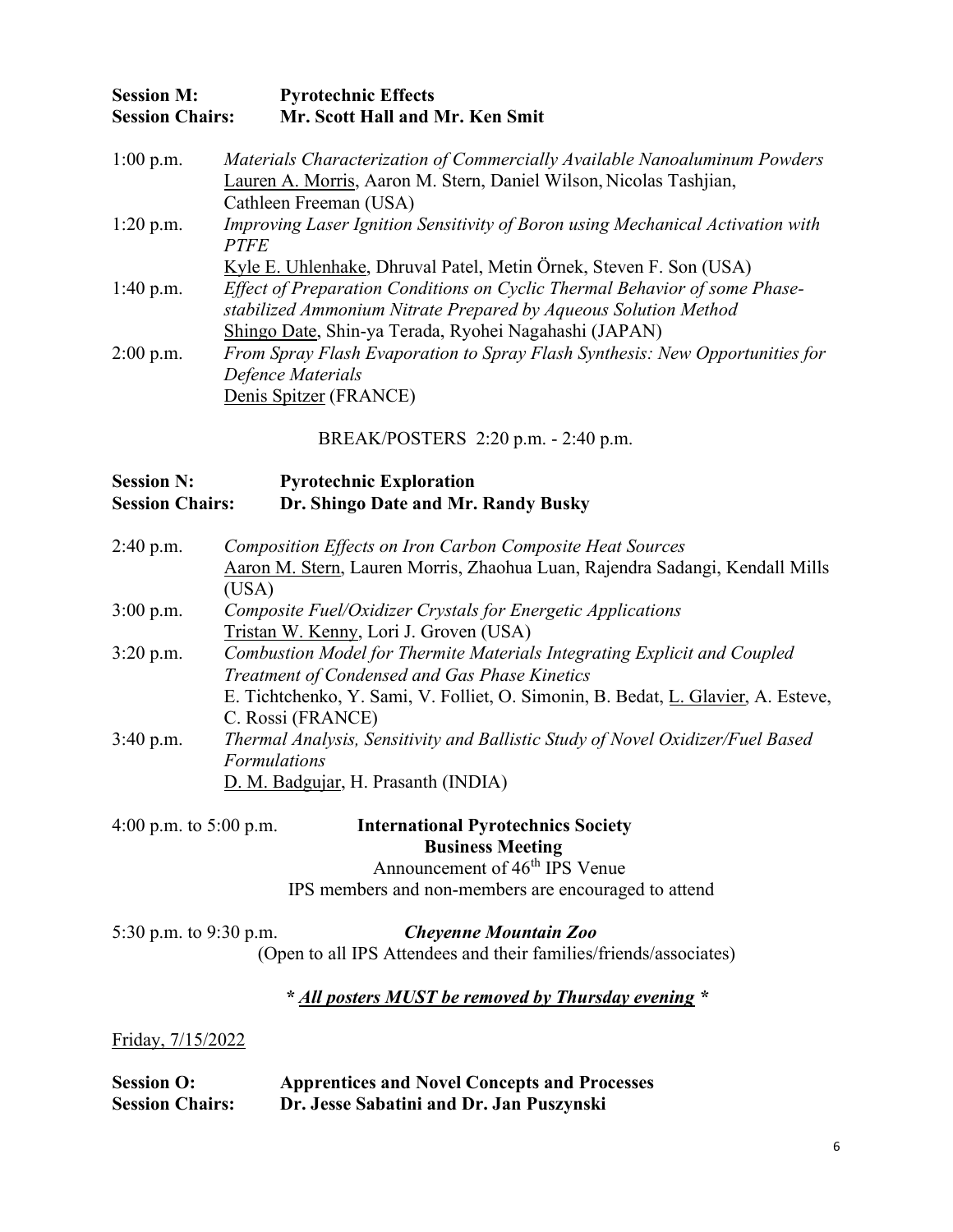**Session M:** **Pyrotechnic Effects**
**Session Chairs:** **Mr. Scott Hall and Mr. Ken Smit**

1:00 p.m. *Materials Characterization of Commercially Available Nanoaluminum Powders*
Lauren A. Morris, Aaron M. Stern, Daniel Wilson, Nicolas Tashjian, Cathleen Freeman (USA)

1:20 p.m. *Improving Laser Ignition Sensitivity of Boron using Mechanical Activation with PTFE*
Kyle E. Uhlenhake, Dhruval Patel, Metin Örnek, Steven F. Son (USA)

1:40 p.m. *Effect of Preparation Conditions on Cyclic Thermal Behavior of some Phase-stabilized Ammonium Nitrate Prepared by Aqueous Solution Method*
Shingo Date, Shin-ya Terada, Ryohei Nagahashi (JAPAN)

2:00 p.m. *From Spray Flash Evaporation to Spray Flash Synthesis: New Opportunities for Defence Materials*
Denis Spitzer (FRANCE)

BREAK/POSTERS 2:20 p.m. - 2:40 p.m.

**Session N:** **Pyrotechnic Exploration**
**Session Chairs:** **Dr. Shingo Date and Mr. Randy Busky**

2:40 p.m. *Composition Effects on Iron Carbon Composite Heat Sources*
Aaron M. Stern, Lauren Morris, Zhaohua Luan, Rajendra Sadangi, Kendall Mills (USA)

3:00 p.m. *Composite Fuel/Oxidizer Crystals for Energetic Applications*
Tristan W. Kenny, Lori J. Groven (USA)

3:20 p.m. *Combustion Model for Thermite Materials Integrating Explicit and Coupled Treatment of Condensed and Gas Phase Kinetics*
E. Tichtchenko, Y. Sami, V. Folliet, O. Simonin, B. Bedat, L. Glavier, A. Esteve, C. Rossi (FRANCE)

3:40 p.m. *Thermal Analysis, Sensitivity and Ballistic Study of Novel Oxidizer/Fuel Based Formulations*
D. M. Badgujar, H. Prasanth (INDIA)

4:00 p.m. to 5:00 p.m. **International Pyrotechnics Society Business Meeting**
Announcement of 46th IPS Venue
IPS members and non-members are encouraged to attend

5:30 p.m. to 9:30 p.m. ***Cheyenne Mountain Zoo***
(Open to all IPS Attendees and their families/friends/associates)

**\* *All posters MUST be removed by Thursday evening* \***

Friday, 7/15/2022

**Session O:** **Apprentices and Novel Concepts and Processes**
**Session Chairs:** **Dr. Jesse Sabatini and Dr. Jan Puszynski**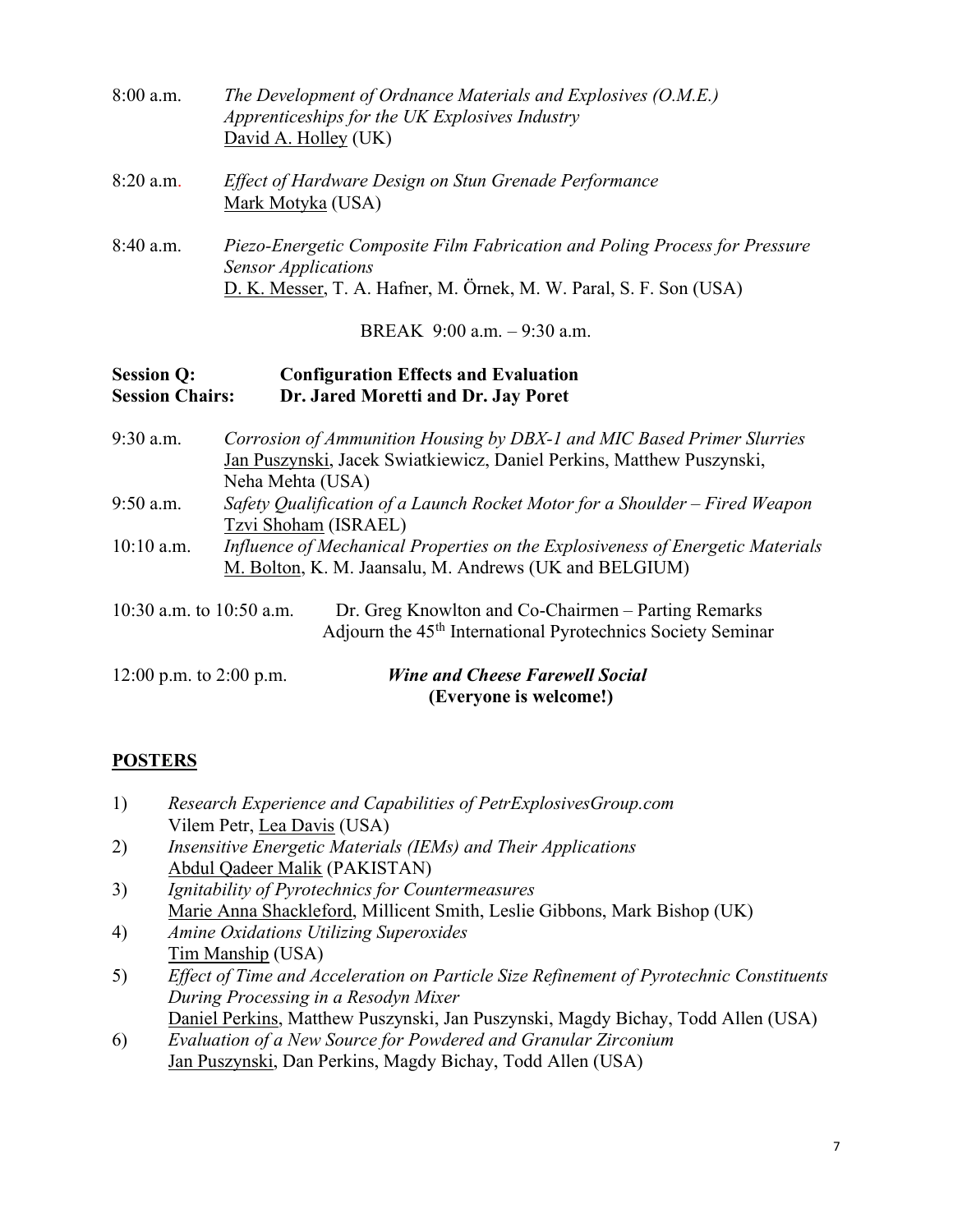8:00 a.m. *The Development of Ordnance Materials and Explosives (O.M.E.) Apprenticeships for the UK Explosives Industry*
David A. Holley (UK)

8:20 a.m. *Effect of Hardware Design on Stun Grenade Performance*
Mark Motyka (USA)

8:40 a.m. *Piezo-Energetic Composite Film Fabrication and Poling Process for Pressure Sensor Applications*
D. K. Messer, T. A. Hafner, M. Örnek, M. W. Paral, S. F. Son (USA)

BREAK 9:00 a.m. – 9:30 a.m.

**Session Q: Configuration Effects and Evaluation**
**Session Chairs: Dr. Jared Moretti and Dr. Jay Poret**

9:30 a.m. *Corrosion of Ammunition Housing by DBX-1 and MIC Based Primer Slurries*
Jan Puszynski, Jacek Swiatkiewicz, Daniel Perkins, Matthew Puszynski, Neha Mehta (USA)

9:50 a.m. *Safety Qualification of a Launch Rocket Motor for a Shoulder – Fired Weapon*
Tzvi Shoham (ISRAEL)

10:10 a.m. *Influence of Mechanical Properties on the Explosiveness of Energetic Materials*
M. Bolton, K. M. Jaansalu, M. Andrews (UK and BELGIUM)

10:30 a.m. to 10:50 a.m. Dr. Greg Knowlton and Co-Chairmen – Parting Remarks
Adjourn the 45th International Pyrotechnics Society Seminar

12:00 p.m. to 2:00 p.m. ***Wine and Cheese Farewell Social***
**(Everyone is welcome!)**

## POSTERS

1) *Research Experience and Capabilities of PetrExplosivesGroup.com*
Vilem Petr, Lea Davis (USA)
2) *Insensitive Energetic Materials (IEMs) and Their Applications*
Abdul Qadeer Malik (PAKISTAN)
3) *Ignitability of Pyrotechnics for Countermeasures*
Marie Anna Shackleford, Millicent Smith, Leslie Gibbons, Mark Bishop (UK)
4) *Amine Oxidations Utilizing Superoxides*
Tim Manship (USA)
5) *Effect of Time and Acceleration on Particle Size Refinement of Pyrotechnic Constituents During Processing in a Resodyn Mixer*
Daniel Perkins, Matthew Puszynski, Jan Puszynski, Magdy Bichay, Todd Allen (USA)
6) *Evaluation of a New Source for Powdered and Granular Zirconium*
Jan Puszynski, Dan Perkins, Magdy Bichay, Todd Allen (USA)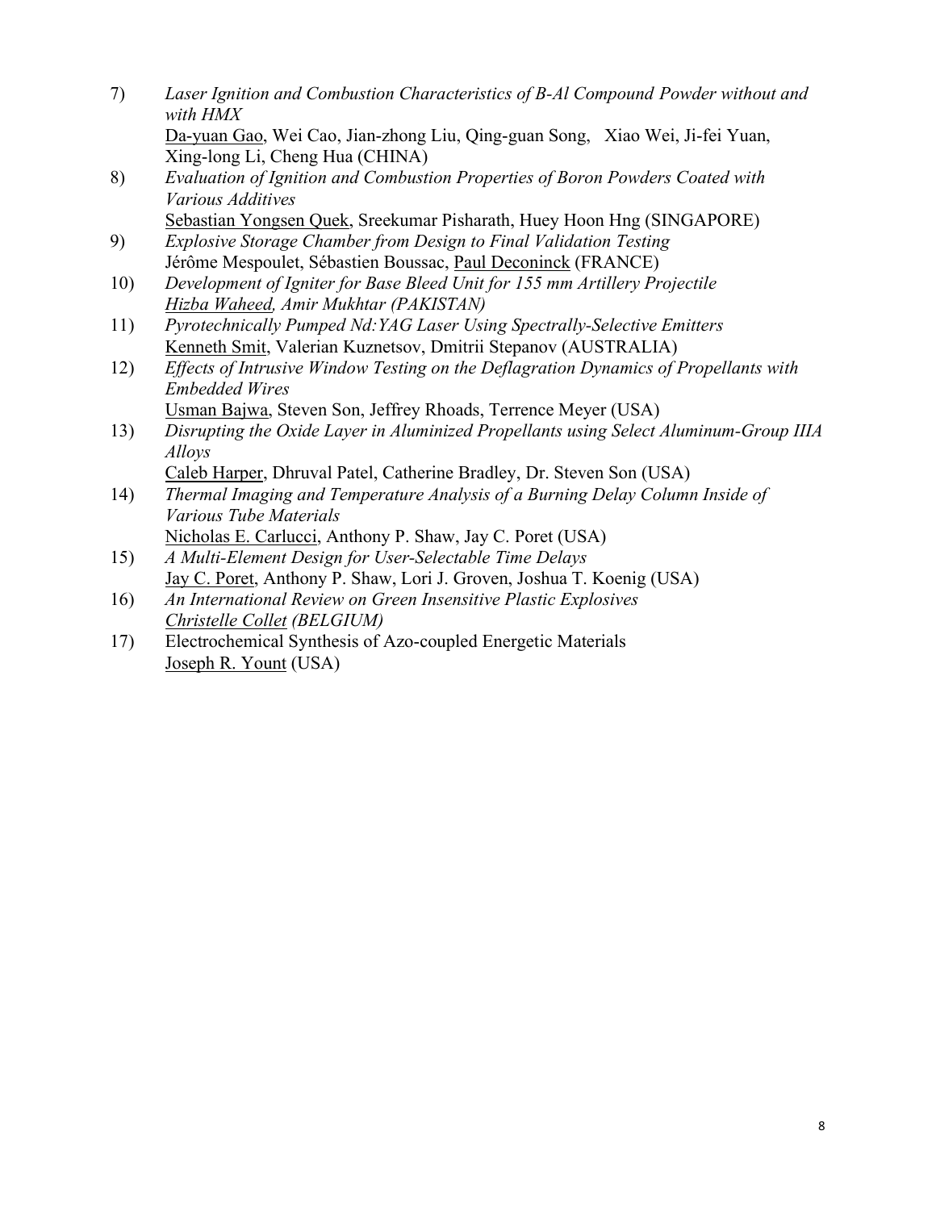7) *Laser Ignition and Combustion Characteristics of B-Al Compound Powder without and with HMX*
   Da-yuan Gao, Wei Cao, Jian-zhong Liu, Qing-guan Song, Xiao Wei, Ji-fei Yuan, Xing-long Li, Cheng Hua (CHINA)
8) *Evaluation of Ignition and Combustion Properties of Boron Powders Coated with Various Additives*
   Sebastian Yongsen Quek, Sreekumar Pisharath, Huey Hoon Hng (SINGAPORE)
9) *Explosive Storage Chamber from Design to Final Validation Testing*
   Jérôme Mespoulet, Sébastien Boussac, Paul Deconinck (FRANCE)
10) *Development of Igniter for Base Bleed Unit for 155 mm Artillery Projectile*
    *Hizba Waheed, Amir Mukhtar (PAKISTAN)*
11) *Pyrotechnically Pumped Nd:YAG Laser Using Spectrally-Selective Emitters*
    Kenneth Smit, Valerian Kuznetsov, Dmitrii Stepanov (AUSTRALIA)
12) *Effects of Intrusive Window Testing on the Deflagration Dynamics of Propellants with Embedded Wires*
    Usman Bajwa, Steven Son, Jeffrey Rhoads, Terrence Meyer (USA)
13) *Disrupting the Oxide Layer in Aluminized Propellants using Select Aluminum-Group IIIA Alloys*
    Caleb Harper, Dhruval Patel, Catherine Bradley, Dr. Steven Son (USA)
14) *Thermal Imaging and Temperature Analysis of a Burning Delay Column Inside of Various Tube Materials*
    Nicholas E. Carlucci, Anthony P. Shaw, Jay C. Poret (USA)
15) *A Multi-Element Design for User-Selectable Time Delays*
    Jay C. Poret, Anthony P. Shaw, Lori J. Groven, Joshua T. Koenig (USA)
16) *An International Review on Green Insensitive Plastic Explosives*
    *Christelle Collet (BELGIUM)*
17) Electrochemical Synthesis of Azo-coupled Energetic Materials
    Joseph R. Yount (USA)